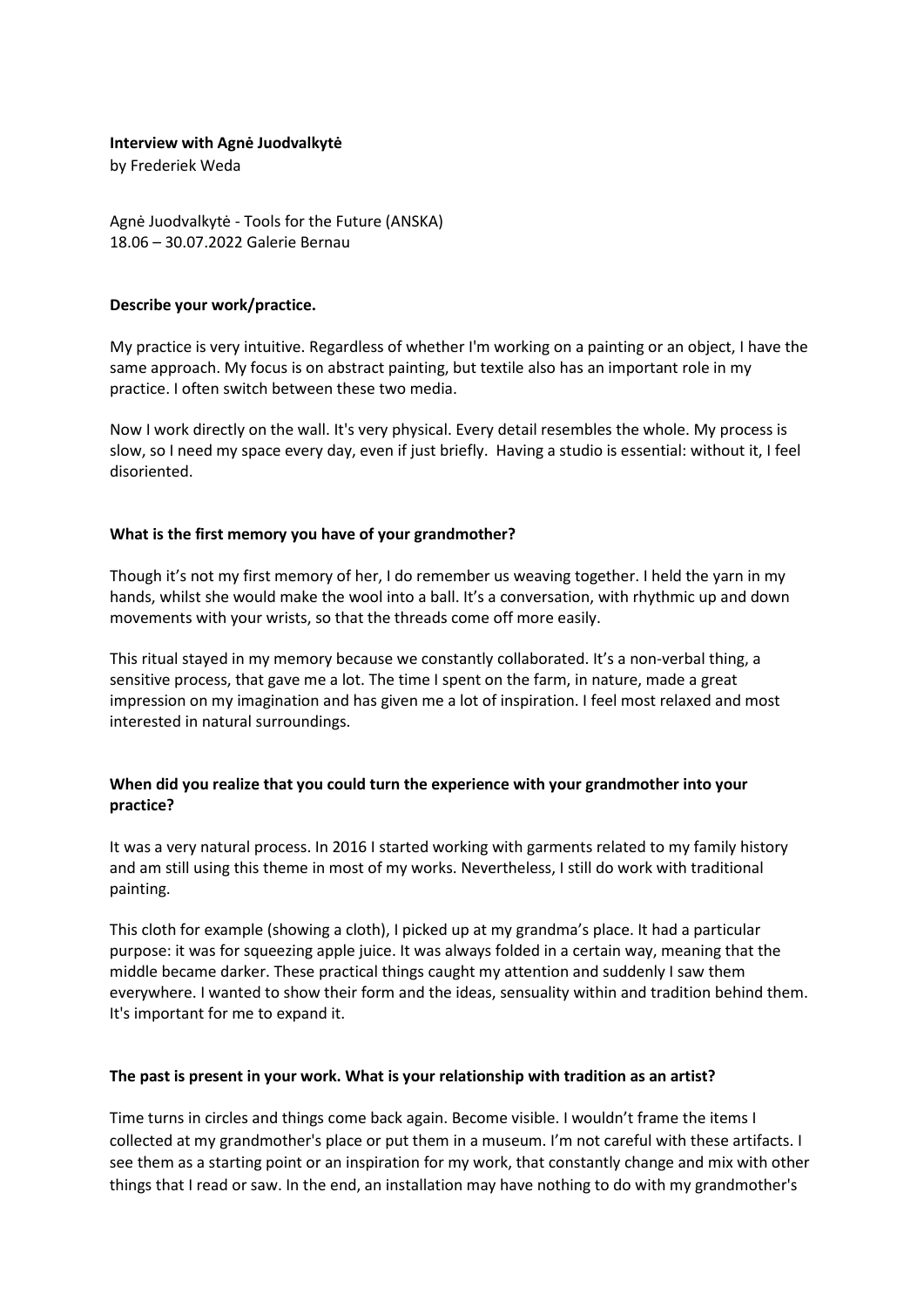**Interview with Agnė Juodvalkytė**
by Frederiek Weda

Agnė Juodvalkytė - Tools for the Future (ANSKA)
18.06 – 30.07.2022 Galerie Bernau

**Describe your work/practice.**

My practice is very intuitive. Regardless of whether I'm working on a painting or an object, I have the same approach. My focus is on abstract painting, but textile also has an important role in my practice. I often switch between these two media.

Now I work directly on the wall. It's very physical. Every detail resembles the whole. My process is slow, so I need my space every day, even if just briefly. Having a studio is essential: without it, I feel disoriented.

**What is the first memory you have of your grandmother?**

Though it's not my first memory of her, I do remember us weaving together. I held the yarn in my hands, whilst she would make the wool into a ball. It's a conversation, with rhythmic up and down movements with your wrists, so that the threads come off more easily.

This ritual stayed in my memory because we constantly collaborated. It's a non-verbal thing, a sensitive process, that gave me a lot. The time I spent on the farm, in nature, made a great impression on my imagination and has given me a lot of inspiration. I feel most relaxed and most interested in natural surroundings.

**When did you realize that you could turn the experience with your grandmother into your practice?**

It was a very natural process. In 2016 I started working with garments related to my family history and am still using this theme in most of my works. Nevertheless, I still do work with traditional painting.

This cloth for example (showing a cloth), I picked up at my grandma's place. It had a particular purpose: it was for squeezing apple juice. It was always folded in a certain way, meaning that the middle became darker. These practical things caught my attention and suddenly I saw them everywhere. I wanted to show their form and the ideas, sensuality within and tradition behind them. It's important for me to expand it.

**The past is present in your work. What is your relationship with tradition as an artist?**

Time turns in circles and things come back again. Become visible. I wouldn't frame the items I collected at my grandmother's place or put them in a museum. I'm not careful with these artifacts. I see them as a starting point or an inspiration for my work, that constantly change and mix with other things that I read or saw. In the end, an installation may have nothing to do with my grandmother's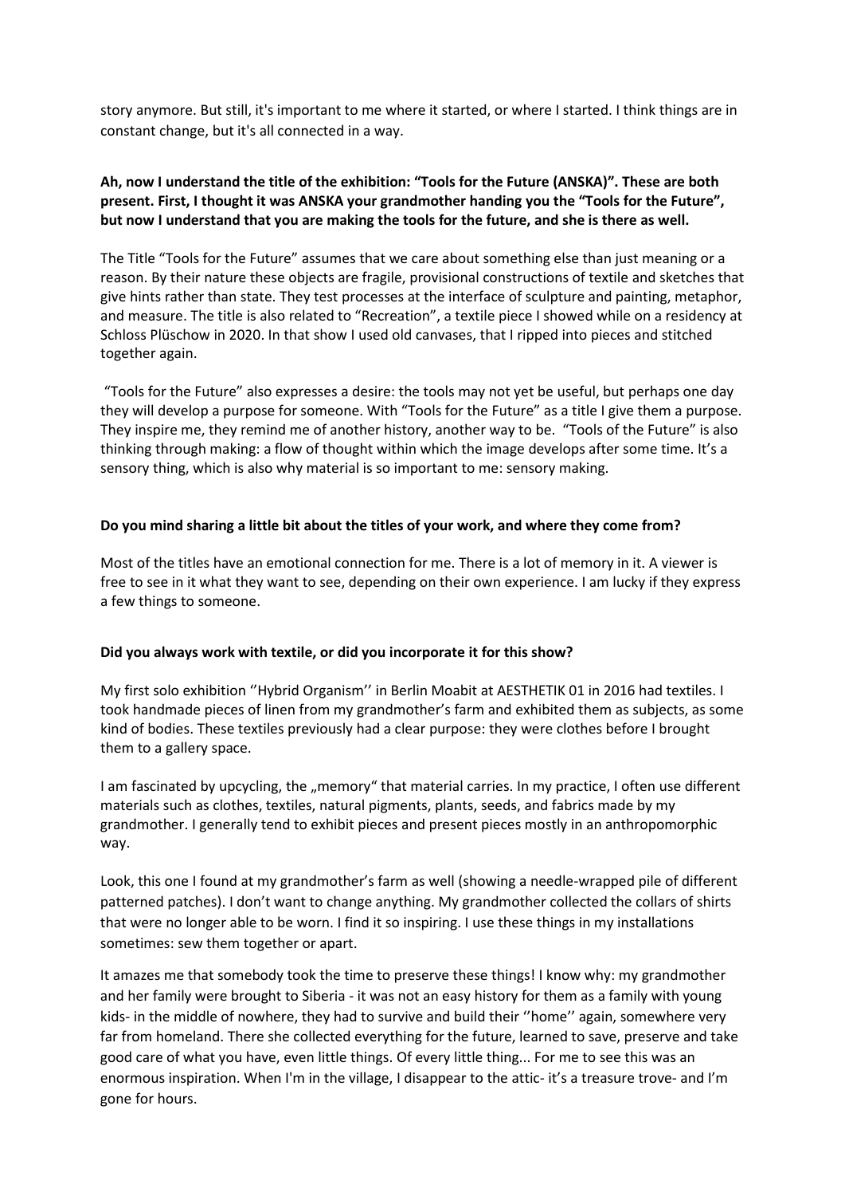story anymore. But still, it's important to me where it started, or where I started. I think things are in constant change, but it's all connected in a way.

**Ah, now I understand the title of the exhibition: "Tools for the Future (ANSKA)". These are both present. First, I thought it was ANSKA your grandmother handing you the "Tools for the Future", but now I understand that you are making the tools for the future, and she is there as well.**

The Title "Tools for the Future" assumes that we care about something else than just meaning or a reason. By their nature these objects are fragile, provisional constructions of textile and sketches that give hints rather than state. They test processes at the interface of sculpture and painting, metaphor, and measure. The title is also related to "Recreation", a textile piece I showed while on a residency at Schloss Plüschow in 2020. In that show I used old canvases, that I ripped into pieces and stitched together again.

"Tools for the Future" also expresses a desire: the tools may not yet be useful, but perhaps one day they will develop a purpose for someone. With "Tools for the Future" as a title I give them a purpose. They inspire me, they remind me of another history, another way to be. "Tools of the Future" is also thinking through making: a flow of thought within which the image develops after some time. It's a sensory thing, which is also why material is so important to me: sensory making.

**Do you mind sharing a little bit about the titles of your work, and where they come from?**

Most of the titles have an emotional connection for me. There is a lot of memory in it. A viewer is free to see in it what they want to see, depending on their own experience. I am lucky if they express a few things to someone.

**Did you always work with textile, or did you incorporate it for this show?**

My first solo exhibition ''Hybrid Organism'' in Berlin Moabit at AESTHETIK 01 in 2016 had textiles. I took handmade pieces of linen from my grandmother's farm and exhibited them as subjects, as some kind of bodies. These textiles previously had a clear purpose: they were clothes before I brought them to a gallery space.

I am fascinated by upcycling, the „memory" that material carries. In my practice, I often use different materials such as clothes, textiles, natural pigments, plants, seeds, and fabrics made by my grandmother. I generally tend to exhibit pieces and present pieces mostly in an anthropomorphic way.

Look, this one I found at my grandmother's farm as well (showing a needle-wrapped pile of different patterned patches). I don't want to change anything. My grandmother collected the collars of shirts that were no longer able to be worn. I find it so inspiring. I use these things in my installations sometimes: sew them together or apart.

It amazes me that somebody took the time to preserve these things! I know why: my grandmother and her family were brought to Siberia - it was not an easy history for them as a family with young kids- in the middle of nowhere, they had to survive and build their ''home'' again, somewhere very far from homeland. There she collected everything for the future, learned to save, preserve and take good care of what you have, even little things. Of every little thing... For me to see this was an enormous inspiration. When I'm in the village, I disappear to the attic- it's a treasure trove- and I'm gone for hours.